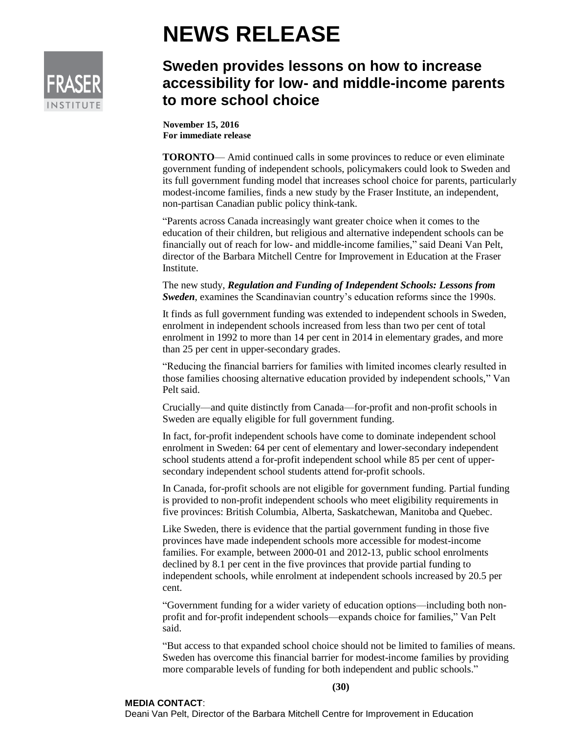# NEWS RELEASE

FRASER INSTITUTE

## Sweden provides lessons on how to increase accessibility for low- and middle-income parents to more school choice

**November 15, 2016**
**For immediate release**

**TORONTO**— Amid continued calls in some provinces to reduce or even eliminate government funding of independent schools, policymakers could look to Sweden and its full government funding model that increases school choice for parents, particularly modest-income families, finds a new study by the Fraser Institute, an independent, non-partisan Canadian public policy think-tank.

"Parents across Canada increasingly want greater choice when it comes to the education of their children, but religious and alternative independent schools can be financially out of reach for low- and middle-income families," said Deani Van Pelt, director of the Barbara Mitchell Centre for Improvement in Education at the Fraser Institute.

The new study, ***Regulation and Funding of Independent Schools: Lessons from Sweden***, examines the Scandinavian country's education reforms since the 1990s.

It finds as full government funding was extended to independent schools in Sweden, enrolment in independent schools increased from less than two per cent of total enrolment in 1992 to more than 14 per cent in 2014 in elementary grades, and more than 25 per cent in upper-secondary grades.

"Reducing the financial barriers for families with limited incomes clearly resulted in those families choosing alternative education provided by independent schools," Van Pelt said.

Crucially—and quite distinctly from Canada—for-profit and non-profit schools in Sweden are equally eligible for full government funding.

In fact, for-profit independent schools have come to dominate independent school enrolment in Sweden: 64 per cent of elementary and lower-secondary independent school students attend a for-profit independent school while 85 per cent of upper-secondary independent school students attend for-profit schools.

In Canada, for-profit schools are not eligible for government funding. Partial funding is provided to non-profit independent schools who meet eligibility requirements in five provinces: British Columbia, Alberta, Saskatchewan, Manitoba and Quebec.

Like Sweden, there is evidence that the partial government funding in those five provinces have made independent schools more accessible for modest-income families. For example, between 2000-01 and 2012-13, public school enrolments declined by 8.1 per cent in the five provinces that provide partial funding to independent schools, while enrolment at independent schools increased by 20.5 per cent.

"Government funding for a wider variety of education options—including both non-profit and for-profit independent schools—expands choice for families," Van Pelt said.

"But access to that expanded school choice should not be limited to families of means. Sweden has overcome this financial barrier for modest-income families by providing more comparable levels of funding for both independent and public schools."

**(30)**

**MEDIA CONTACT**:
Deani Van Pelt, Director of the Barbara Mitchell Centre for Improvement in Education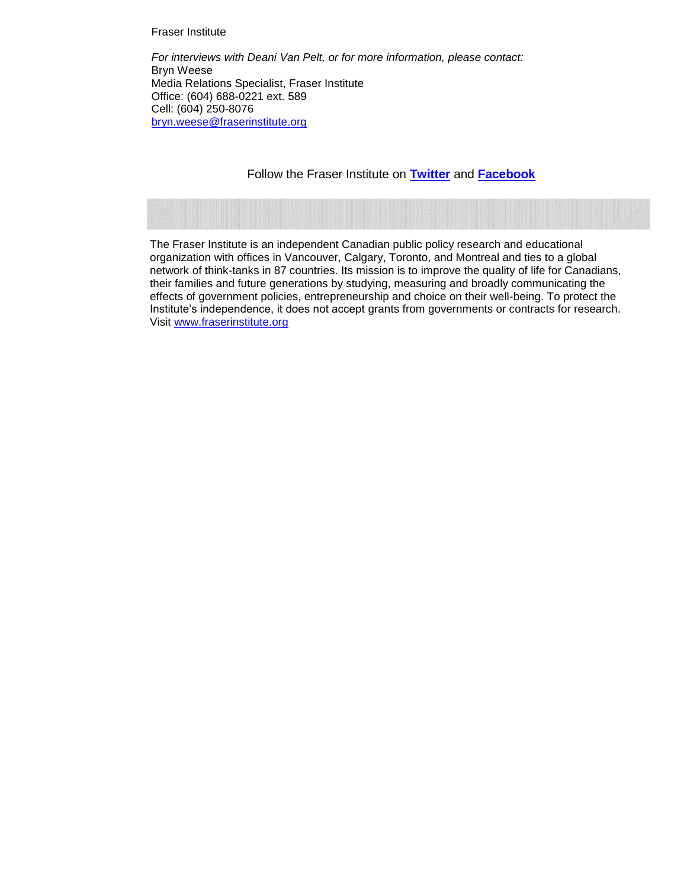Fraser Institute

*For interviews with Deani Van Pelt, or for more information, please contact:*
Bryn Weese
Media Relations Specialist, Fraser Institute
Office: (604) 688-0221 ext. 589
Cell: (604) 250-8076
bryn.weese@fraserinstitute.org

Follow the Fraser Institute on **Twitter** and **Facebook**

The Fraser Institute is an independent Canadian public policy research and educational organization with offices in Vancouver, Calgary, Toronto, and Montreal and ties to a global network of think-tanks in 87 countries. Its mission is to improve the quality of life for Canadians, their families and future generations by studying, measuring and broadly communicating the effects of government policies, entrepreneurship and choice on their well-being. To protect the Institute's independence, it does not accept grants from governments or contracts for research. Visit www.fraserinstitute.org